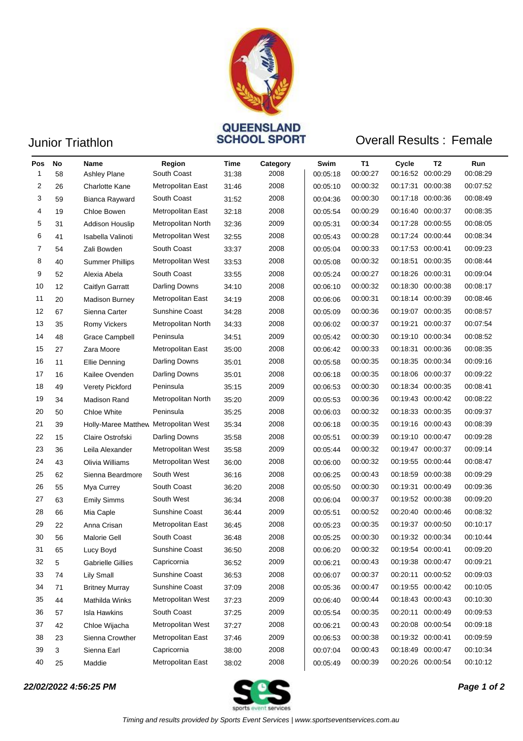QUEENSLAND SCHOOL SPORT

# Junior Triathlon

## Overall Results : Female

| Pos | No | Name | Region | Time | Category | Swim | T1 | Cycle | T2 | Run |
|---|---|---|---|---|---|---|---|---|---|---|
| 1 | 58 | Ashley Plane | South Coast | 31:38 | 2008 | 00:05:18 | 00:00:27 | 00:16:52 | 00:00:29 | 00:08:29 |
| 2 | 26 | Charlotte Kane | Metropolitan East | 31:46 | 2008 | 00:05:10 | 00:00:32 | 00:17:31 | 00:00:38 | 00:07:52 |
| 3 | 59 | Bianca Rayward | South Coast | 31:52 | 2008 | 00:04:36 | 00:00:30 | 00:17:18 | 00:00:36 | 00:08:49 |
| 4 | 19 | Chloe Bowen | Metropolitan East | 32:18 | 2008 | 00:05:54 | 00:00:29 | 00:16:40 | 00:00:37 | 00:08:35 |
| 5 | 31 | Addison Houslip | Metropolitan North | 32:36 | 2009 | 00:05:31 | 00:00:34 | 00:17:28 | 00:00:55 | 00:08:05 |
| 6 | 41 | Isabella Valinoti | Metropolitan West | 32:55 | 2008 | 00:05:43 | 00:00:28 | 00:17:24 | 00:00:44 | 00:08:34 |
| 7 | 54 | Zali Bowden | South Coast | 33:37 | 2008 | 00:05:04 | 00:00:33 | 00:17:53 | 00:00:41 | 00:09:23 |
| 8 | 40 | Summer Phillips | Metropolitan West | 33:53 | 2008 | 00:05:08 | 00:00:32 | 00:18:51 | 00:00:35 | 00:08:44 |
| 9 | 52 | Alexia Abela | South Coast | 33:55 | 2008 | 00:05:24 | 00:00:27 | 00:18:26 | 00:00:31 | 00:09:04 |
| 10 | 12 | Caitlyn Garratt | Darling Downs | 34:10 | 2008 | 00:06:10 | 00:00:32 | 00:18:30 | 00:00:38 | 00:08:17 |
| 11 | 20 | Madison Burney | Metropolitan East | 34:19 | 2008 | 00:06:06 | 00:00:31 | 00:18:14 | 00:00:39 | 00:08:46 |
| 12 | 67 | Sienna Carter | Sunshine Coast | 34:28 | 2008 | 00:05:09 | 00:00:36 | 00:19:07 | 00:00:35 | 00:08:57 |
| 13 | 35 | Romy Vickers | Metropolitan North | 34:33 | 2008 | 00:06:02 | 00:00:37 | 00:19:21 | 00:00:37 | 00:07:54 |
| 14 | 48 | Grace Campbell | Peninsula | 34:51 | 2009 | 00:05:42 | 00:00:30 | 00:19:10 | 00:00:34 | 00:08:52 |
| 15 | 27 | Zara Moore | Metropolitan East | 35:00 | 2008 | 00:06:42 | 00:00:33 | 00:18:31 | 00:00:36 | 00:08:35 |
| 16 | 11 | Ellie Denning | Darling Downs | 35:01 | 2008 | 00:05:58 | 00:00:35 | 00:18:35 | 00:00:34 | 00:09:16 |
| 17 | 16 | Kailee Ovenden | Darling Downs | 35:01 | 2008 | 00:06:18 | 00:00:35 | 00:18:06 | 00:00:37 | 00:09:22 |
| 18 | 49 | Verety Pickford | Peninsula | 35:15 | 2009 | 00:06:53 | 00:00:30 | 00:18:34 | 00:00:35 | 00:08:41 |
| 19 | 34 | Madison Rand | Metropolitan North | 35:20 | 2009 | 00:05:53 | 00:00:36 | 00:19:43 | 00:00:42 | 00:08:22 |
| 20 | 50 | Chloe White | Peninsula | 35:25 | 2008 | 00:06:03 | 00:00:32 | 00:18:33 | 00:00:35 | 00:09:37 |
| 21 | 39 | Holly-Maree Matthew | Metropolitan West | 35:34 | 2008 | 00:06:18 | 00:00:35 | 00:19:16 | 00:00:43 | 00:08:39 |
| 22 | 15 | Claire Ostrofski | Darling Downs | 35:58 | 2008 | 00:05:51 | 00:00:39 | 00:19:10 | 00:00:47 | 00:09:28 |
| 23 | 36 | Leila Alexander | Metropolitan West | 35:58 | 2009 | 00:05:44 | 00:00:32 | 00:19:47 | 00:00:37 | 00:09:14 |
| 24 | 43 | Olivia Williams | Metropolitan West | 36:00 | 2008 | 00:06:00 | 00:00:32 | 00:19:55 | 00:00:44 | 00:08:47 |
| 25 | 62 | Sienna Beardmore | South West | 36:16 | 2008 | 00:06:25 | 00:00:43 | 00:18:59 | 00:00:38 | 00:09:29 |
| 26 | 55 | Mya Currey | South Coast | 36:20 | 2008 | 00:05:50 | 00:00:30 | 00:19:31 | 00:00:49 | 00:09:36 |
| 27 | 63 | Emily Simms | South West | 36:34 | 2008 | 00:06:04 | 00:00:37 | 00:19:52 | 00:00:38 | 00:09:20 |
| 28 | 66 | Mia Caple | Sunshine Coast | 36:44 | 2009 | 00:05:51 | 00:00:52 | 00:20:40 | 00:00:46 | 00:08:32 |
| 29 | 22 | Anna Crisan | Metropolitan East | 36:45 | 2008 | 00:05:23 | 00:00:35 | 00:19:37 | 00:00:50 | 00:10:17 |
| 30 | 56 | Malorie Gell | South Coast | 36:48 | 2008 | 00:05:25 | 00:00:30 | 00:19:32 | 00:00:34 | 00:10:44 |
| 31 | 65 | Lucy Boyd | Sunshine Coast | 36:50 | 2008 | 00:06:20 | 00:00:32 | 00:19:54 | 00:00:41 | 00:09:20 |
| 32 | 5 | Gabrielle Gillies | Capricornia | 36:52 | 2009 | 00:06:21 | 00:00:43 | 00:19:38 | 00:00:47 | 00:09:21 |
| 33 | 74 | Lily Small | Sunshine Coast | 36:53 | 2008 | 00:06:07 | 00:00:37 | 00:20:11 | 00:00:52 | 00:09:03 |
| 34 | 71 | Britney Murray | Sunshine Coast | 37:09 | 2008 | 00:05:36 | 00:00:47 | 00:19:55 | 00:00:42 | 00:10:05 |
| 35 | 44 | Mathilda Winks | Metropolitan West | 37:23 | 2009 | 00:06:40 | 00:00:44 | 00:18:43 | 00:00:43 | 00:10:30 |
| 36 | 57 | Isla Hawkins | South Coast | 37:25 | 2009 | 00:05:54 | 00:00:35 | 00:20:11 | 00:00:49 | 00:09:53 |
| 37 | 42 | Chloe Wijacha | Metropolitan West | 37:27 | 2008 | 00:06:21 | 00:00:43 | 00:20:08 | 00:00:54 | 00:09:18 |
| 38 | 23 | Sienna Crowther | Metropolitan East | 37:46 | 2009 | 00:06:53 | 00:00:38 | 00:19:32 | 00:00:41 | 00:09:59 |
| 39 | 3 | Sienna Earl | Capricornia | 38:00 | 2008 | 00:07:04 | 00:00:43 | 00:18:49 | 00:00:47 | 00:10:34 |
| 40 | 25 | Maddie | Metropolitan East | 38:02 | 2008 | 00:05:49 | 00:00:39 | 00:20:26 | 00:00:54 | 00:10:12 |

***22/02/2022 4:56:25 PM***

*Timing and results provided by Sports Event Services | www.sportseventservices.com.au*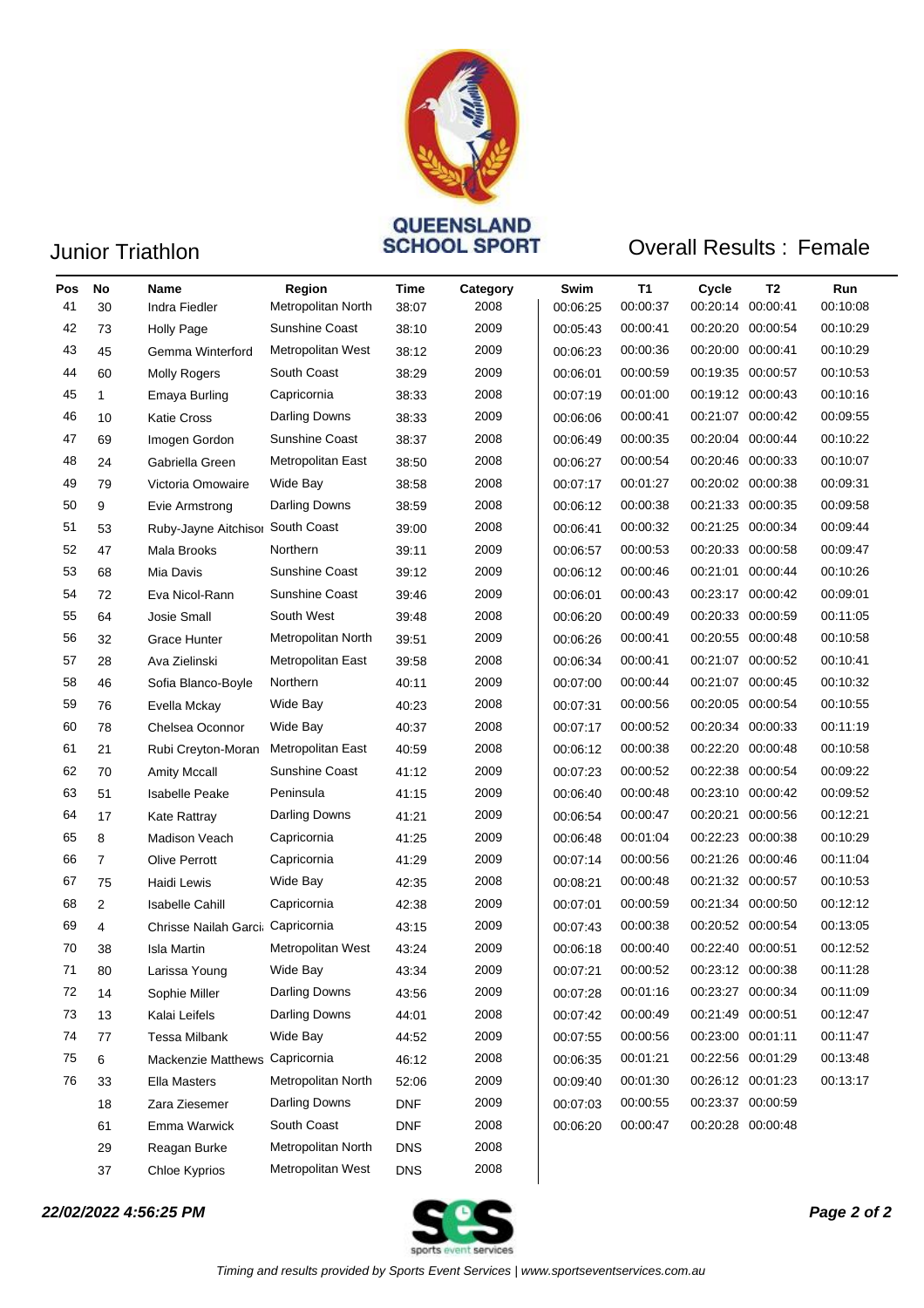# Junior Triathlon

## Overall Results : Female

| Pos | No | Name | Region | Time | Category | Swim | T1 | Cycle | T2 | Run |
|---|---|---|---|---|---|---|---|---|---|---|
| 41 | 30 | Indra Fiedler | Metropolitan North | 38:07 | 2008 | 00:06:25 | 00:00:37 | 00:20:14 | 00:00:41 | 00:10:08 |
| 42 | 73 | Holly Page | Sunshine Coast | 38:10 | 2009 | 00:05:43 | 00:00:41 | 00:20:20 | 00:00:54 | 00:10:29 |
| 43 | 45 | Gemma Winterford | Metropolitan West | 38:12 | 2009 | 00:06:23 | 00:00:36 | 00:20:00 | 00:00:41 | 00:10:29 |
| 44 | 60 | Molly Rogers | South Coast | 38:29 | 2009 | 00:06:01 | 00:00:59 | 00:19:35 | 00:00:57 | 00:10:53 |
| 45 | 1 | Emaya Burling | Capricornia | 38:33 | 2008 | 00:07:19 | 00:01:00 | 00:19:12 | 00:00:43 | 00:10:16 |
| 46 | 10 | Katie Cross | Darling Downs | 38:33 | 2009 | 00:06:06 | 00:00:41 | 00:21:07 | 00:00:42 | 00:09:55 |
| 47 | 69 | Imogen Gordon | Sunshine Coast | 38:37 | 2008 | 00:06:49 | 00:00:35 | 00:20:04 | 00:00:44 | 00:10:22 |
| 48 | 24 | Gabriella Green | Metropolitan East | 38:50 | 2008 | 00:06:27 | 00:00:54 | 00:20:46 | 00:00:33 | 00:10:07 |
| 49 | 79 | Victoria Omowaire | Wide Bay | 38:58 | 2008 | 00:07:17 | 00:01:27 | 00:20:02 | 00:00:38 | 00:09:31 |
| 50 | 9 | Evie Armstrong | Darling Downs | 38:59 | 2008 | 00:06:12 | 00:00:38 | 00:21:33 | 00:00:35 | 00:09:58 |
| 51 | 53 | Ruby-Jayne Aitchisoi | South Coast | 39:00 | 2008 | 00:06:41 | 00:00:32 | 00:21:25 | 00:00:34 | 00:09:44 |
| 52 | 47 | Mala Brooks | Northern | 39:11 | 2009 | 00:06:57 | 00:00:53 | 00:20:33 | 00:00:58 | 00:09:47 |
| 53 | 68 | Mia Davis | Sunshine Coast | 39:12 | 2009 | 00:06:12 | 00:00:46 | 00:21:01 | 00:00:44 | 00:10:26 |
| 54 | 72 | Eva Nicol-Rann | Sunshine Coast | 39:46 | 2009 | 00:06:01 | 00:00:43 | 00:23:17 | 00:00:42 | 00:09:01 |
| 55 | 64 | Josie Small | South West | 39:48 | 2008 | 00:06:20 | 00:00:49 | 00:20:33 | 00:00:59 | 00:11:05 |
| 56 | 32 | Grace Hunter | Metropolitan North | 39:51 | 2009 | 00:06:26 | 00:00:41 | 00:20:55 | 00:00:48 | 00:10:58 |
| 57 | 28 | Ava Zielinski | Metropolitan East | 39:58 | 2008 | 00:06:34 | 00:00:41 | 00:21:07 | 00:00:52 | 00:10:41 |
| 58 | 46 | Sofia Blanco-Boyle | Northern | 40:11 | 2009 | 00:07:00 | 00:00:44 | 00:21:07 | 00:00:45 | 00:10:32 |
| 59 | 76 | Evella Mckay | Wide Bay | 40:23 | 2008 | 00:07:31 | 00:00:56 | 00:20:05 | 00:00:54 | 00:10:55 |
| 60 | 78 | Chelsea Oconnor | Wide Bay | 40:37 | 2008 | 00:07:17 | 00:00:52 | 00:20:34 | 00:00:33 | 00:11:19 |
| 61 | 21 | Rubi Creyton-Moran | Metropolitan East | 40:59 | 2008 | 00:06:12 | 00:00:38 | 00:22:20 | 00:00:48 | 00:10:58 |
| 62 | 70 | Amity Mccall | Sunshine Coast | 41:12 | 2009 | 00:07:23 | 00:00:52 | 00:22:38 | 00:00:54 | 00:09:22 |
| 63 | 51 | Isabelle Peake | Peninsula | 41:15 | 2009 | 00:06:40 | 00:00:48 | 00:23:10 | 00:00:42 | 00:09:52 |
| 64 | 17 | Kate Rattray | Darling Downs | 41:21 | 2009 | 00:06:54 | 00:00:47 | 00:20:21 | 00:00:56 | 00:12:21 |
| 65 | 8 | Madison Veach | Capricornia | 41:25 | 2009 | 00:06:48 | 00:01:04 | 00:22:23 | 00:00:38 | 00:10:29 |
| 66 | 7 | Olive Perrott | Capricornia | 41:29 | 2009 | 00:07:14 | 00:00:56 | 00:21:26 | 00:00:46 | 00:11:04 |
| 67 | 75 | Haidi Lewis | Wide Bay | 42:35 | 2008 | 00:08:21 | 00:00:48 | 00:21:32 | 00:00:57 | 00:10:53 |
| 68 | 2 | Isabelle Cahill | Capricornia | 42:38 | 2009 | 00:07:01 | 00:00:59 | 00:21:34 | 00:00:50 | 00:12:12 |
| 69 | 4 | Chrisse Nailah Garci | Capricornia | 43:15 | 2009 | 00:07:43 | 00:00:38 | 00:20:52 | 00:00:54 | 00:13:05 |
| 70 | 38 | Isla Martin | Metropolitan West | 43:24 | 2009 | 00:06:18 | 00:00:40 | 00:22:40 | 00:00:51 | 00:12:52 |
| 71 | 80 | Larissa Young | Wide Bay | 43:34 | 2009 | 00:07:21 | 00:00:52 | 00:23:12 | 00:00:38 | 00:11:28 |
| 72 | 14 | Sophie Miller | Darling Downs | 43:56 | 2009 | 00:07:28 | 00:01:16 | 00:23:27 | 00:00:34 | 00:11:09 |
| 73 | 13 | Kalai Leifels | Darling Downs | 44:01 | 2008 | 00:07:42 | 00:00:49 | 00:21:49 | 00:00:51 | 00:12:47 |
| 74 | 77 | Tessa Milbank | Wide Bay | 44:52 | 2009 | 00:07:55 | 00:00:56 | 00:23:00 | 00:01:11 | 00:11:47 |
| 75 | 6 | Mackenzie Matthews | Capricornia | 46:12 | 2008 | 00:06:35 | 00:01:21 | 00:22:56 | 00:01:29 | 00:13:48 |
| 76 | 33 | Ella Masters | Metropolitan North | 52:06 | 2009 | 00:09:40 | 00:01:30 | 00:26:12 | 00:01:23 | 00:13:17 |
| | 18 | Zara Ziesemer | Darling Downs | DNF | 2009 | 00:07:03 | 00:00:55 | 00:23:37 | 00:00:59 | |
| | 61 | Emma Warwick | South Coast | DNF | 2008 | 00:06:20 | 00:00:47 | 00:20:28 | 00:00:48 | |
| | 29 | Reagan Burke | Metropolitan North | DNS | 2008 | | | | | |
| | 37 | Chloe Kyprios | Metropolitan West | DNS | 2008 | | | | | |

***22/02/2022 4:56:25 PM***

*Timing and results provided by Sports Event Services | www.sportseventservices.com.au*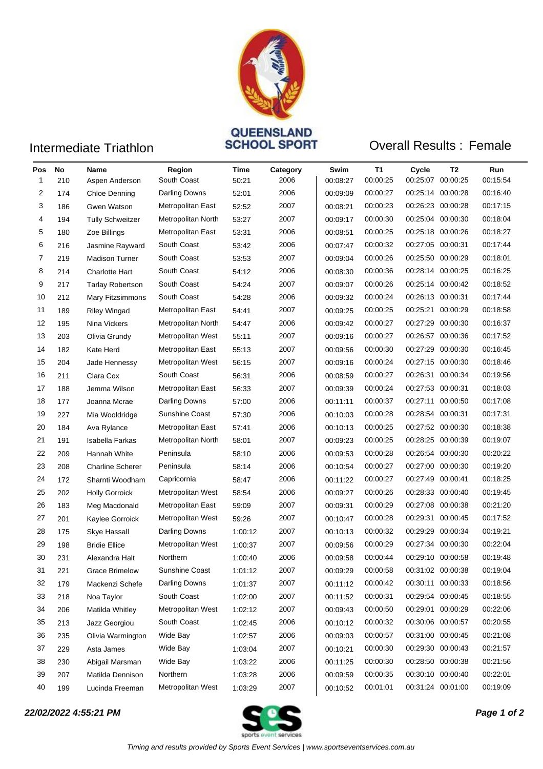QUEENSLAND SCHOOL SPORT

## Intermediate Triathlon

## Overall Results : Female

| Pos | No | Name | Region | Time | Category | Swim | T1 | Cycle | T2 | Run |
|---|---|---|---|---|---|---|---|---|---|---|
| 1 | 210 | Aspen Anderson | South Coast | 50:21 | 2006 | 00:08:27 | 00:00:25 | 00:25:07 | 00:00:25 | 00:15:54 |
| 2 | 174 | Chloe Denning | Darling Downs | 52:01 | 2006 | 00:09:09 | 00:00:27 | 00:25:14 | 00:00:28 | 00:16:40 |
| 3 | 186 | Gwen Watson | Metropolitan East | 52:52 | 2007 | 00:08:21 | 00:00:23 | 00:26:23 | 00:00:28 | 00:17:15 |
| 4 | 194 | Tully Schweitzer | Metropolitan North | 53:27 | 2007 | 00:09:17 | 00:00:30 | 00:25:04 | 00:00:30 | 00:18:04 |
| 5 | 180 | Zoe Billings | Metropolitan East | 53:31 | 2006 | 00:08:51 | 00:00:25 | 00:25:18 | 00:00:26 | 00:18:27 |
| 6 | 216 | Jasmine Rayward | South Coast | 53:42 | 2006 | 00:07:47 | 00:00:32 | 00:27:05 | 00:00:31 | 00:17:44 |
| 7 | 219 | Madison Turner | South Coast | 53:53 | 2007 | 00:09:04 | 00:00:26 | 00:25:50 | 00:00:29 | 00:18:01 |
| 8 | 214 | Charlotte Hart | South Coast | 54:12 | 2006 | 00:08:30 | 00:00:36 | 00:28:14 | 00:00:25 | 00:16:25 |
| 9 | 217 | Tarlay Robertson | South Coast | 54:24 | 2007 | 00:09:07 | 00:00:26 | 00:25:14 | 00:00:42 | 00:18:52 |
| 10 | 212 | Mary Fitzsimmons | South Coast | 54:28 | 2006 | 00:09:32 | 00:00:24 | 00:26:13 | 00:00:31 | 00:17:44 |
| 11 | 189 | Riley Wingad | Metropolitan East | 54:41 | 2007 | 00:09:25 | 00:00:25 | 00:25:21 | 00:00:29 | 00:18:58 |
| 12 | 195 | Nina Vickers | Metropolitan North | 54:47 | 2006 | 00:09:42 | 00:00:27 | 00:27:29 | 00:00:30 | 00:16:37 |
| 13 | 203 | Olivia Grundy | Metropolitan West | 55:11 | 2007 | 00:09:16 | 00:00:27 | 00:26:57 | 00:00:36 | 00:17:52 |
| 14 | 182 | Kate Herd | Metropolitan East | 55:13 | 2007 | 00:09:56 | 00:00:30 | 00:27:29 | 00:00:30 | 00:16:45 |
| 15 | 204 | Jade Hennessy | Metropolitan West | 56:15 | 2007 | 00:09:16 | 00:00:24 | 00:27:15 | 00:00:30 | 00:18:46 |
| 16 | 211 | Clara Cox | South Coast | 56:31 | 2006 | 00:08:59 | 00:00:27 | 00:26:31 | 00:00:34 | 00:19:56 |
| 17 | 188 | Jemma Wilson | Metropolitan East | 56:33 | 2007 | 00:09:39 | 00:00:24 | 00:27:53 | 00:00:31 | 00:18:03 |
| 18 | 177 | Joanna Mcrae | Darling Downs | 57:00 | 2006 | 00:11:11 | 00:00:37 | 00:27:11 | 00:00:50 | 00:17:08 |
| 19 | 227 | Mia Wooldridge | Sunshine Coast | 57:30 | 2006 | 00:10:03 | 00:00:28 | 00:28:54 | 00:00:31 | 00:17:31 |
| 20 | 184 | Ava Rylance | Metropolitan East | 57:41 | 2006 | 00:10:13 | 00:00:25 | 00:27:52 | 00:00:30 | 00:18:38 |
| 21 | 191 | Isabella Farkas | Metropolitan North | 58:01 | 2007 | 00:09:23 | 00:00:25 | 00:28:25 | 00:00:39 | 00:19:07 |
| 22 | 209 | Hannah White | Peninsula | 58:10 | 2006 | 00:09:53 | 00:00:28 | 00:26:54 | 00:00:30 | 00:20:22 |
| 23 | 208 | Charline Scherer | Peninsula | 58:14 | 2006 | 00:10:54 | 00:00:27 | 00:27:00 | 00:00:30 | 00:19:20 |
| 24 | 172 | Sharnti Woodham | Capricornia | 58:47 | 2006 | 00:11:22 | 00:00:27 | 00:27:49 | 00:00:41 | 00:18:25 |
| 25 | 202 | Holly Gorroick | Metropolitan West | 58:54 | 2006 | 00:09:27 | 00:00:26 | 00:28:33 | 00:00:40 | 00:19:45 |
| 26 | 183 | Meg Macdonald | Metropolitan East | 59:09 | 2007 | 00:09:31 | 00:00:29 | 00:27:08 | 00:00:38 | 00:21:20 |
| 27 | 201 | Kaylee Gorroick | Metropolitan West | 59:26 | 2007 | 00:10:47 | 00:00:28 | 00:29:31 | 00:00:45 | 00:17:52 |
| 28 | 175 | Skye Hassall | Darling Downs | 1:00:12 | 2007 | 00:10:13 | 00:00:32 | 00:29:29 | 00:00:34 | 00:19:21 |
| 29 | 198 | Bridie Ellice | Metropolitan West | 1:00:37 | 2007 | 00:09:56 | 00:00:29 | 00:27:34 | 00:00:30 | 00:22:04 |
| 30 | 231 | Alexandra Halt | Northern | 1:00:40 | 2006 | 00:09:58 | 00:00:44 | 00:29:10 | 00:00:58 | 00:19:48 |
| 31 | 221 | Grace Brimelow | Sunshine Coast | 1:01:12 | 2007 | 00:09:29 | 00:00:58 | 00:31:02 | 00:00:38 | 00:19:04 |
| 32 | 179 | Mackenzi Schefe | Darling Downs | 1:01:37 | 2007 | 00:11:12 | 00:00:42 | 00:30:11 | 00:00:33 | 00:18:56 |
| 33 | 218 | Noa Taylor | South Coast | 1:02:00 | 2007 | 00:11:52 | 00:00:31 | 00:29:54 | 00:00:45 | 00:18:55 |
| 34 | 206 | Matilda Whitley | Metropolitan West | 1:02:12 | 2007 | 00:09:43 | 00:00:50 | 00:29:01 | 00:00:29 | 00:22:06 |
| 35 | 213 | Jazz Georgiou | South Coast | 1:02:45 | 2006 | 00:10:12 | 00:00:32 | 00:30:06 | 00:00:57 | 00:20:55 |
| 36 | 235 | Olivia Warmington | Wide Bay | 1:02:57 | 2006 | 00:09:03 | 00:00:57 | 00:31:00 | 00:00:45 | 00:21:08 |
| 37 | 229 | Asta James | Wide Bay | 1:03:04 | 2007 | 00:10:21 | 00:00:30 | 00:29:30 | 00:00:43 | 00:21:57 |
| 38 | 230 | Abigail Marsman | Wide Bay | 1:03:22 | 2006 | 00:11:25 | 00:00:30 | 00:28:50 | 00:00:38 | 00:21:56 |
| 39 | 207 | Matilda Dennison | Northern | 1:03:28 | 2006 | 00:09:59 | 00:00:35 | 00:30:10 | 00:00:40 | 00:22:01 |
| 40 | 199 | Lucinda Freeman | Metropolitan West | 1:03:29 | 2007 | 00:10:52 | 00:01:01 | 00:31:24 | 00:01:00 | 00:19:09 |

***22/02/2022 4:55:21 PM***

*Timing and results provided by Sports Event Services | www.sportseventservices.com.au*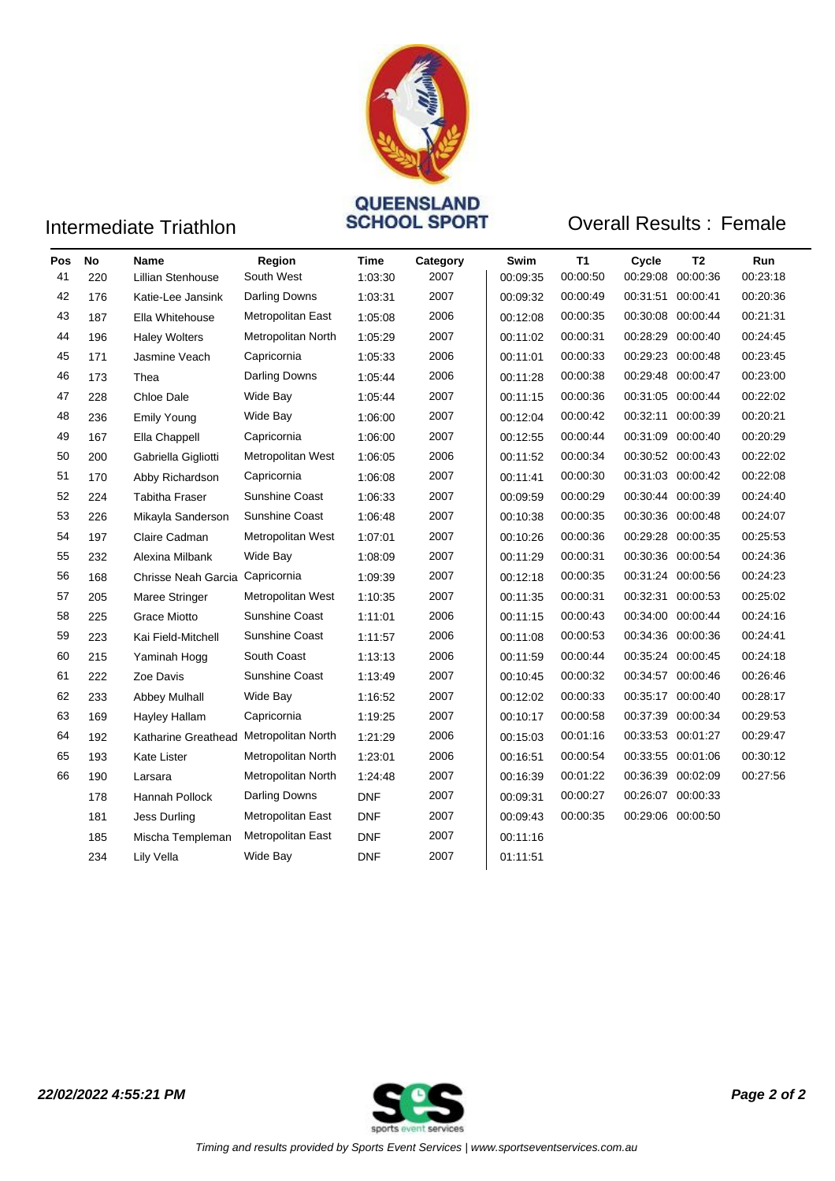QUEENSLAND SCHOOL SPORT

## Intermediate Triathlon

## Overall Results : Female

| Pos | No | Name | Region | Time | Category | Swim | T1 | Cycle | T2 | Run |
|---|---|---|---|---|---|---|---|---|---|---|
| 41 | 220 | Lillian Stenhouse | South West | 1:03:30 | 2007 | 00:09:35 | 00:00:50 | 00:29:08 | 00:00:36 | 00:23:18 |
| 42 | 176 | Katie-Lee Jansink | Darling Downs | 1:03:31 | 2007 | 00:09:32 | 00:00:49 | 00:31:51 | 00:00:41 | 00:20:36 |
| 43 | 187 | Ella Whitehouse | Metropolitan East | 1:05:08 | 2006 | 00:12:08 | 00:00:35 | 00:30:08 | 00:00:44 | 00:21:31 |
| 44 | 196 | Haley Wolters | Metropolitan North | 1:05:29 | 2007 | 00:11:02 | 00:00:31 | 00:28:29 | 00:00:40 | 00:24:45 |
| 45 | 171 | Jasmine Veach | Capricornia | 1:05:33 | 2006 | 00:11:01 | 00:00:33 | 00:29:23 | 00:00:48 | 00:23:45 |
| 46 | 173 | Thea | Darling Downs | 1:05:44 | 2006 | 00:11:28 | 00:00:38 | 00:29:48 | 00:00:47 | 00:23:00 |
| 47 | 228 | Chloe Dale | Wide Bay | 1:05:44 | 2007 | 00:11:15 | 00:00:36 | 00:31:05 | 00:00:44 | 00:22:02 |
| 48 | 236 | Emily Young | Wide Bay | 1:06:00 | 2007 | 00:12:04 | 00:00:42 | 00:32:11 | 00:00:39 | 00:20:21 |
| 49 | 167 | Ella Chappell | Capricornia | 1:06:00 | 2007 | 00:12:55 | 00:00:44 | 00:31:09 | 00:00:40 | 00:20:29 |
| 50 | 200 | Gabriella Gigliotti | Metropolitan West | 1:06:05 | 2006 | 00:11:52 | 00:00:34 | 00:30:52 | 00:00:43 | 00:22:02 |
| 51 | 170 | Abby Richardson | Capricornia | 1:06:08 | 2007 | 00:11:41 | 00:00:30 | 00:31:03 | 00:00:42 | 00:22:08 |
| 52 | 224 | Tabitha Fraser | Sunshine Coast | 1:06:33 | 2007 | 00:09:59 | 00:00:29 | 00:30:44 | 00:00:39 | 00:24:40 |
| 53 | 226 | Mikayla Sanderson | Sunshine Coast | 1:06:48 | 2007 | 00:10:38 | 00:00:35 | 00:30:36 | 00:00:48 | 00:24:07 |
| 54 | 197 | Claire Cadman | Metropolitan West | 1:07:01 | 2007 | 00:10:26 | 00:00:36 | 00:29:28 | 00:00:35 | 00:25:53 |
| 55 | 232 | Alexina Milbank | Wide Bay | 1:08:09 | 2007 | 00:11:29 | 00:00:31 | 00:30:36 | 00:00:54 | 00:24:36 |
| 56 | 168 | Chrisse Neah Garcia | Capricornia | 1:09:39 | 2007 | 00:12:18 | 00:00:35 | 00:31:24 | 00:00:56 | 00:24:23 |
| 57 | 205 | Maree Stringer | Metropolitan West | 1:10:35 | 2007 | 00:11:35 | 00:00:31 | 00:32:31 | 00:00:53 | 00:25:02 |
| 58 | 225 | Grace Miotto | Sunshine Coast | 1:11:01 | 2006 | 00:11:15 | 00:00:43 | 00:34:00 | 00:00:44 | 00:24:16 |
| 59 | 223 | Kai Field-Mitchell | Sunshine Coast | 1:11:57 | 2006 | 00:11:08 | 00:00:53 | 00:34:36 | 00:00:36 | 00:24:41 |
| 60 | 215 | Yaminah Hogg | South Coast | 1:13:13 | 2006 | 00:11:59 | 00:00:44 | 00:35:24 | 00:00:45 | 00:24:18 |
| 61 | 222 | Zoe Davis | Sunshine Coast | 1:13:49 | 2007 | 00:10:45 | 00:00:32 | 00:34:57 | 00:00:46 | 00:26:46 |
| 62 | 233 | Abbey Mulhall | Wide Bay | 1:16:52 | 2007 | 00:12:02 | 00:00:33 | 00:35:17 | 00:00:40 | 00:28:17 |
| 63 | 169 | Hayley Hallam | Capricornia | 1:19:25 | 2007 | 00:10:17 | 00:00:58 | 00:37:39 | 00:00:34 | 00:29:53 |
| 64 | 192 | Katharine Greathead | Metropolitan North | 1:21:29 | 2006 | 00:15:03 | 00:01:16 | 00:33:53 | 00:01:27 | 00:29:47 |
| 65 | 193 | Kate Lister | Metropolitan North | 1:23:01 | 2006 | 00:16:51 | 00:00:54 | 00:33:55 | 00:01:06 | 00:30:12 |
| 66 | 190 | Larsara | Metropolitan North | 1:24:48 | 2007 | 00:16:39 | 00:01:22 | 00:36:39 | 00:02:09 | 00:27:56 |
| | 178 | Hannah Pollock | Darling Downs | DNF | 2007 | 00:09:31 | 00:00:27 | 00:26:07 | 00:00:33 | |
| | 181 | Jess Durling | Metropolitan East | DNF | 2007 | 00:09:43 | 00:00:35 | 00:29:06 | 00:00:50 | |
| | 185 | Mischa Templeman | Metropolitan East | DNF | 2007 | 00:11:16 | | | | |
| | 234 | Lily Vella | Wide Bay | DNF | 2007 | 01:11:51 | | | | |

***22/02/2022 4:55:21 PM***

*Timing and results provided by Sports Event Services | www.sportseventservices.com.au*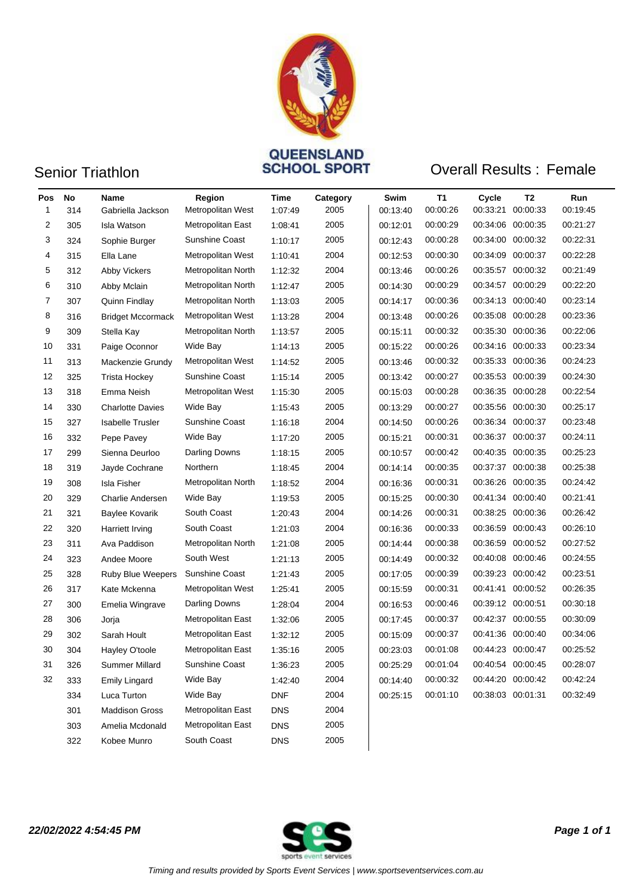QUEENSLAND SCHOOL SPORT

# Senior Triathlon

## Overall Results : Female

| Pos | No | Name | Region | Time | Category | Swim | T1 | Cycle | T2 | Run |
|---|---|---|---|---|---|---|---|---|---|---|
| 1 | 314 | Gabriella Jackson | Metropolitan West | 1:07:49 | 2005 | 00:13:40 | 00:00:26 | 00:33:21 | 00:00:33 | 00:19:45 |
| 2 | 305 | Isla Watson | Metropolitan East | 1:08:41 | 2005 | 00:12:01 | 00:00:29 | 00:34:06 | 00:00:35 | 00:21:27 |
| 3 | 324 | Sophie Burger | Sunshine Coast | 1:10:17 | 2005 | 00:12:43 | 00:00:28 | 00:34:00 | 00:00:32 | 00:22:31 |
| 4 | 315 | Ella Lane | Metropolitan West | 1:10:41 | 2004 | 00:12:53 | 00:00:30 | 00:34:09 | 00:00:37 | 00:22:28 |
| 5 | 312 | Abby Vickers | Metropolitan North | 1:12:32 | 2004 | 00:13:46 | 00:00:26 | 00:35:57 | 00:00:32 | 00:21:49 |
| 6 | 310 | Abby Mclain | Metropolitan North | 1:12:47 | 2005 | 00:14:30 | 00:00:29 | 00:34:57 | 00:00:29 | 00:22:20 |
| 7 | 307 | Quinn Findlay | Metropolitan North | 1:13:03 | 2005 | 00:14:17 | 00:00:36 | 00:34:13 | 00:00:40 | 00:23:14 |
| 8 | 316 | Bridget Mccormack | Metropolitan West | 1:13:28 | 2004 | 00:13:48 | 00:00:26 | 00:35:08 | 00:00:28 | 00:23:36 |
| 9 | 309 | Stella Kay | Metropolitan North | 1:13:57 | 2005 | 00:15:11 | 00:00:32 | 00:35:30 | 00:00:36 | 00:22:06 |
| 10 | 331 | Paige Oconnor | Wide Bay | 1:14:13 | 2005 | 00:15:22 | 00:00:26 | 00:34:16 | 00:00:33 | 00:23:34 |
| 11 | 313 | Mackenzie Grundy | Metropolitan West | 1:14:52 | 2005 | 00:13:46 | 00:00:32 | 00:35:33 | 00:00:36 | 00:24:23 |
| 12 | 325 | Trista Hockey | Sunshine Coast | 1:15:14 | 2005 | 00:13:42 | 00:00:27 | 00:35:53 | 00:00:39 | 00:24:30 |
| 13 | 318 | Emma Neish | Metropolitan West | 1:15:30 | 2005 | 00:15:03 | 00:00:28 | 00:36:35 | 00:00:28 | 00:22:54 |
| 14 | 330 | Charlotte Davies | Wide Bay | 1:15:43 | 2005 | 00:13:29 | 00:00:27 | 00:35:56 | 00:00:30 | 00:25:17 |
| 15 | 327 | Isabelle Trusler | Sunshine Coast | 1:16:18 | 2004 | 00:14:50 | 00:00:26 | 00:36:34 | 00:00:37 | 00:23:48 |
| 16 | 332 | Pepe Pavey | Wide Bay | 1:17:20 | 2005 | 00:15:21 | 00:00:31 | 00:36:37 | 00:00:37 | 00:24:11 |
| 17 | 299 | Sienna Deurloo | Darling Downs | 1:18:15 | 2005 | 00:10:57 | 00:00:42 | 00:40:35 | 00:00:35 | 00:25:23 |
| 18 | 319 | Jayde Cochrane | Northern | 1:18:45 | 2004 | 00:14:14 | 00:00:35 | 00:37:37 | 00:00:38 | 00:25:38 |
| 19 | 308 | Isla Fisher | Metropolitan North | 1:18:52 | 2004 | 00:16:36 | 00:00:31 | 00:36:26 | 00:00:35 | 00:24:42 |
| 20 | 329 | Charlie Andersen | Wide Bay | 1:19:53 | 2005 | 00:15:25 | 00:00:30 | 00:41:34 | 00:00:40 | 00:21:41 |
| 21 | 321 | Baylee Kovarik | South Coast | 1:20:43 | 2004 | 00:14:26 | 00:00:31 | 00:38:25 | 00:00:36 | 00:26:42 |
| 22 | 320 | Harriett Irving | South Coast | 1:21:03 | 2004 | 00:16:36 | 00:00:33 | 00:36:59 | 00:00:43 | 00:26:10 |
| 23 | 311 | Ava Paddison | Metropolitan North | 1:21:08 | 2005 | 00:14:44 | 00:00:38 | 00:36:59 | 00:00:52 | 00:27:52 |
| 24 | 323 | Andee Moore | South West | 1:21:13 | 2005 | 00:14:49 | 00:00:32 | 00:40:08 | 00:00:46 | 00:24:55 |
| 25 | 328 | Ruby Blue Weepers | Sunshine Coast | 1:21:43 | 2005 | 00:17:05 | 00:00:39 | 00:39:23 | 00:00:42 | 00:23:51 |
| 26 | 317 | Kate Mckenna | Metropolitan West | 1:25:41 | 2005 | 00:15:59 | 00:00:31 | 00:41:41 | 00:00:52 | 00:26:35 |
| 27 | 300 | Emelia Wingrave | Darling Downs | 1:28:04 | 2004 | 00:16:53 | 00:00:46 | 00:39:12 | 00:00:51 | 00:30:18 |
| 28 | 306 | Jorja | Metropolitan East | 1:32:06 | 2005 | 00:17:45 | 00:00:37 | 00:42:37 | 00:00:55 | 00:30:09 |
| 29 | 302 | Sarah Hoult | Metropolitan East | 1:32:12 | 2005 | 00:15:09 | 00:00:37 | 00:41:36 | 00:00:40 | 00:34:06 |
| 30 | 304 | Hayley O'toole | Metropolitan East | 1:35:16 | 2005 | 00:23:03 | 00:01:08 | 00:44:23 | 00:00:47 | 00:25:52 |
| 31 | 326 | Summer Millard | Sunshine Coast | 1:36:23 | 2005 | 00:25:29 | 00:01:04 | 00:40:54 | 00:00:45 | 00:28:07 |
| 32 | 333 | Emily Lingard | Wide Bay | 1:42:40 | 2004 | 00:14:40 | 00:00:32 | 00:44:20 | 00:00:42 | 00:42:24 |
| | 334 | Luca Turton | Wide Bay | DNF | 2004 | 00:25:15 | 00:01:10 | 00:38:03 | 00:01:31 | 00:32:49 |
| | 301 | Maddison Gross | Metropolitan East | DNS | 2004 | | | | | |
| | 303 | Amelia Mcdonald | Metropolitan East | DNS | 2005 | | | | | |
| | 322 | Kobee Munro | South Coast | DNS | 2005 | | | | | |

***22/02/2022 4:54:45 PM***

*Timing and results provided by Sports Event Services | www.sportseventservices.com.au*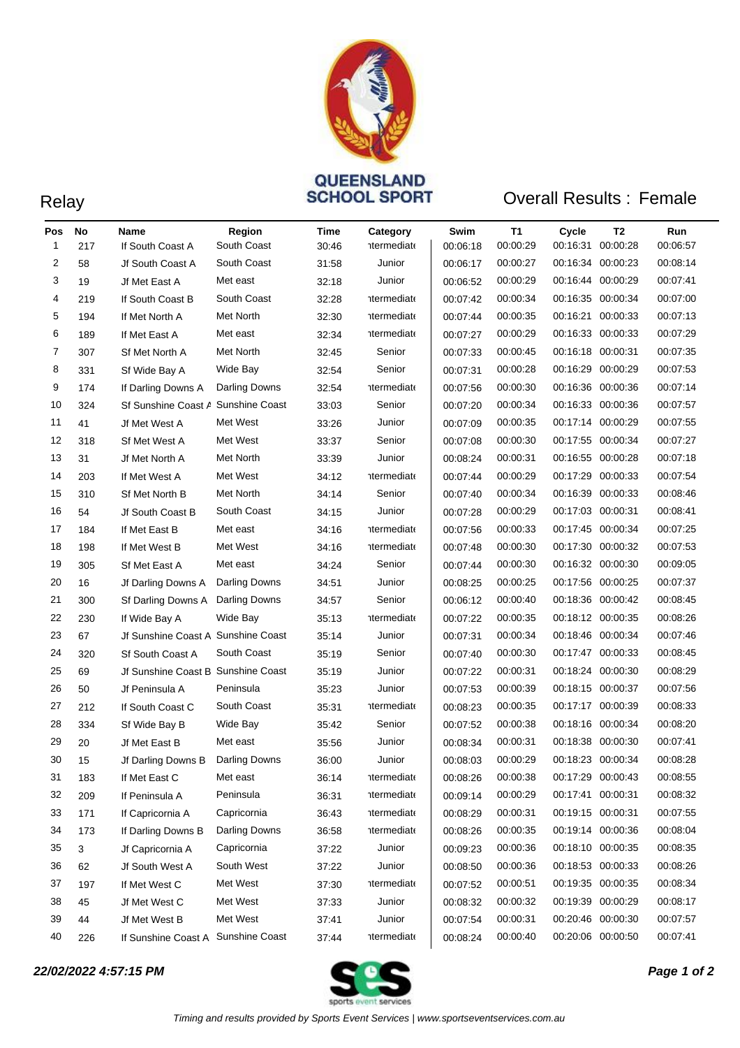QUEENSLAND SCHOOL SPORT

# Relay

## Overall Results : Female

| Pos | No | Name | Region | Time | Category | Swim | T1 | Cycle | T2 | Run |
|---|---|---|---|---|---|---|---|---|---|---|
| 1 | 217 | If South Coast A | South Coast | 30:46 | ntermediate | 00:06:18 | 00:00:29 | 00:16:31 | 00:00:28 | 00:06:57 |
| 2 | 58 | Jf South Coast A | South Coast | 31:58 | Junior | 00:06:17 | 00:00:27 | 00:16:34 | 00:00:23 | 00:08:14 |
| 3 | 19 | Jf Met East A | Met east | 32:18 | Junior | 00:06:52 | 00:00:29 | 00:16:44 | 00:00:29 | 00:07:41 |
| 4 | 219 | If South Coast B | South Coast | 32:28 | ntermediate | 00:07:42 | 00:00:34 | 00:16:35 | 00:00:34 | 00:07:00 |
| 5 | 194 | If Met North A | Met North | 32:30 | ntermediate | 00:07:44 | 00:00:35 | 00:16:21 | 00:00:33 | 00:07:13 |
| 6 | 189 | If Met East A | Met east | 32:34 | ntermediate | 00:07:27 | 00:00:29 | 00:16:33 | 00:00:33 | 00:07:29 |
| 7 | 307 | Sf Met North A | Met North | 32:45 | Senior | 00:07:33 | 00:00:45 | 00:16:18 | 00:00:31 | 00:07:35 |
| 8 | 331 | Sf Wide Bay A | Wide Bay | 32:54 | Senior | 00:07:31 | 00:00:28 | 00:16:29 | 00:00:29 | 00:07:53 |
| 9 | 174 | If Darling Downs A | Darling Downs | 32:54 | ntermediate | 00:07:56 | 00:00:30 | 00:16:36 | 00:00:36 | 00:07:14 |
| 10 | 324 | Sf Sunshine Coast A | Sunshine Coast | 33:03 | Senior | 00:07:20 | 00:00:34 | 00:16:33 | 00:00:36 | 00:07:57 |
| 11 | 41 | Jf Met West A | Met West | 33:26 | Junior | 00:07:09 | 00:00:35 | 00:17:14 | 00:00:29 | 00:07:55 |
| 12 | 318 | Sf Met West A | Met West | 33:37 | Senior | 00:07:08 | 00:00:30 | 00:17:55 | 00:00:34 | 00:07:27 |
| 13 | 31 | Jf Met North A | Met North | 33:39 | Junior | 00:08:24 | 00:00:31 | 00:16:55 | 00:00:28 | 00:07:18 |
| 14 | 203 | If Met West A | Met West | 34:12 | ntermediate | 00:07:44 | 00:00:29 | 00:17:29 | 00:00:33 | 00:07:54 |
| 15 | 310 | Sf Met North B | Met North | 34:14 | Senior | 00:07:40 | 00:00:34 | 00:16:39 | 00:00:33 | 00:08:46 |
| 16 | 54 | Jf South Coast B | South Coast | 34:15 | Junior | 00:07:28 | 00:00:29 | 00:17:03 | 00:00:31 | 00:08:41 |
| 17 | 184 | If Met East B | Met east | 34:16 | ntermediate | 00:07:56 | 00:00:33 | 00:17:45 | 00:00:34 | 00:07:25 |
| 18 | 198 | If Met West B | Met West | 34:16 | ntermediate | 00:07:48 | 00:00:30 | 00:17:30 | 00:00:32 | 00:07:53 |
| 19 | 305 | Sf Met East A | Met east | 34:24 | Senior | 00:07:44 | 00:00:30 | 00:16:32 | 00:00:30 | 00:09:05 |
| 20 | 16 | Jf Darling Downs A | Darling Downs | 34:51 | Junior | 00:08:25 | 00:00:25 | 00:17:56 | 00:00:25 | 00:07:37 |
| 21 | 300 | Sf Darling Downs A | Darling Downs | 34:57 | Senior | 00:06:12 | 00:00:40 | 00:18:36 | 00:00:42 | 00:08:45 |
| 22 | 230 | If Wide Bay A | Wide Bay | 35:13 | ntermediate | 00:07:22 | 00:00:35 | 00:18:12 | 00:00:35 | 00:08:26 |
| 23 | 67 | Jf Sunshine Coast A | Sunshine Coast | 35:14 | Junior | 00:07:31 | 00:00:34 | 00:18:46 | 00:00:34 | 00:07:46 |
| 24 | 320 | Sf South Coast A | South Coast | 35:19 | Senior | 00:07:40 | 00:00:30 | 00:17:47 | 00:00:33 | 00:08:45 |
| 25 | 69 | Jf Sunshine Coast B | Sunshine Coast | 35:19 | Junior | 00:07:22 | 00:00:31 | 00:18:24 | 00:00:30 | 00:08:29 |
| 26 | 50 | Jf Peninsula A | Peninsula | 35:23 | Junior | 00:07:53 | 00:00:39 | 00:18:15 | 00:00:37 | 00:07:56 |
| 27 | 212 | If South Coast C | South Coast | 35:31 | ntermediate | 00:08:23 | 00:00:35 | 00:17:17 | 00:00:39 | 00:08:33 |
| 28 | 334 | Sf Wide Bay B | Wide Bay | 35:42 | Senior | 00:07:52 | 00:00:38 | 00:18:16 | 00:00:34 | 00:08:20 |
| 29 | 20 | Jf Met East B | Met east | 35:56 | Junior | 00:08:34 | 00:00:31 | 00:18:38 | 00:00:30 | 00:07:41 |
| 30 | 15 | Jf Darling Downs B | Darling Downs | 36:00 | Junior | 00:08:03 | 00:00:29 | 00:18:23 | 00:00:34 | 00:08:28 |
| 31 | 183 | If Met East C | Met east | 36:14 | ntermediate | 00:08:26 | 00:00:38 | 00:17:29 | 00:00:43 | 00:08:55 |
| 32 | 209 | If Peninsula A | Peninsula | 36:31 | ntermediate | 00:09:14 | 00:00:29 | 00:17:41 | 00:00:31 | 00:08:32 |
| 33 | 171 | If Capricornia A | Capricornia | 36:43 | ntermediate | 00:08:29 | 00:00:31 | 00:19:15 | 00:00:31 | 00:07:55 |
| 34 | 173 | If Darling Downs B | Darling Downs | 36:58 | ntermediate | 00:08:26 | 00:00:35 | 00:19:14 | 00:00:36 | 00:08:04 |
| 35 | 3 | Jf Capricornia A | Capricornia | 37:22 | Junior | 00:09:23 | 00:00:36 | 00:18:10 | 00:00:35 | 00:08:35 |
| 36 | 62 | Jf South West A | South West | 37:22 | Junior | 00:08:50 | 00:00:36 | 00:18:53 | 00:00:33 | 00:08:26 |
| 37 | 197 | If Met West C | Met West | 37:30 | ntermediate | 00:07:52 | 00:00:51 | 00:19:35 | 00:00:35 | 00:08:34 |
| 38 | 45 | Jf Met West C | Met West | 37:33 | Junior | 00:08:32 | 00:00:32 | 00:19:39 | 00:00:29 | 00:08:17 |
| 39 | 44 | Jf Met West B | Met West | 37:41 | Junior | 00:07:54 | 00:00:31 | 00:20:46 | 00:00:30 | 00:07:57 |
| 40 | 226 | If Sunshine Coast A | Sunshine Coast | 37:44 | ntermediate | 00:08:24 | 00:00:40 | 00:20:06 | 00:00:50 | 00:07:41 |

***22/02/2022 4:57:15 PM***

*Timing and results provided by Sports Event Services | www.sportseventservices.com.au*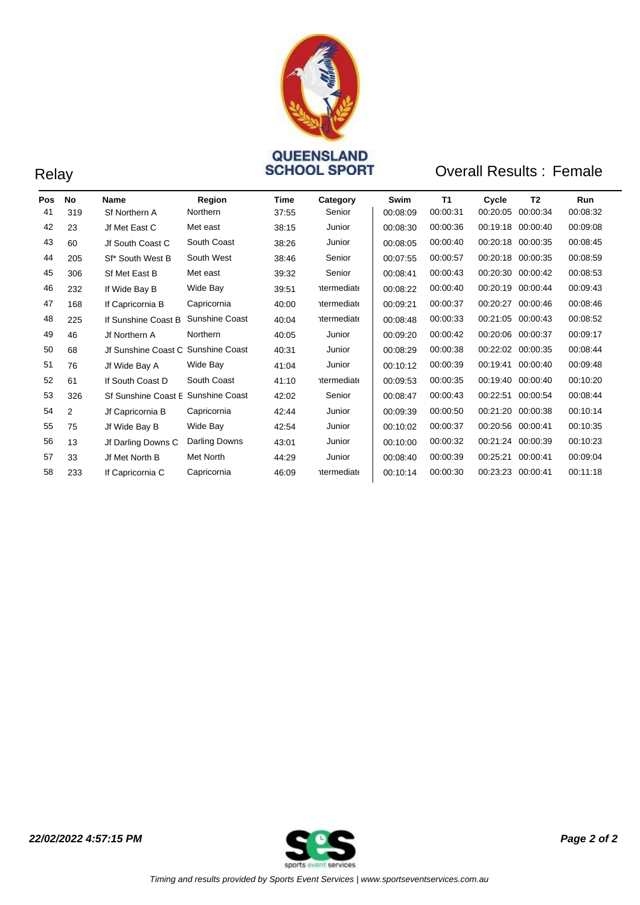QUEENSLAND SCHOOL SPORT

Relay

Overall Results : Female

| Pos | No | Name | Region | Time | Category | Swim | T1 | Cycle | T2 | Run |
|---|---|---|---|---|---|---|---|---|---|---|
| 41 | 319 | Sf Northern A | Northern | 37:55 | Senior | 00:08:09 | 00:00:31 | 00:20:05 | 00:00:34 | 00:08:32 |
| 42 | 23 | Jf Met East C | Met east | 38:15 | Junior | 00:08:30 | 00:00:36 | 00:19:18 | 00:00:40 | 00:09:08 |
| 43 | 60 | Jf South Coast C | South Coast | 38:26 | Junior | 00:08:05 | 00:00:40 | 00:20:18 | 00:00:35 | 00:08:45 |
| 44 | 205 | Sf* South West B | South West | 38:46 | Senior | 00:07:55 | 00:00:57 | 00:20:18 | 00:00:35 | 00:08:59 |
| 45 | 306 | Sf Met East B | Met east | 39:32 | Senior | 00:08:41 | 00:00:43 | 00:20:30 | 00:00:42 | 00:08:53 |
| 46 | 232 | If Wide Bay B | Wide Bay | 39:51 | ntermediate | 00:08:22 | 00:00:40 | 00:20:19 | 00:00:44 | 00:09:43 |
| 47 | 168 | If Capricornia B | Capricornia | 40:00 | ntermediate | 00:09:21 | 00:00:37 | 00:20:27 | 00:00:46 | 00:08:46 |
| 48 | 225 | If Sunshine Coast B | Sunshine Coast | 40:04 | ntermediate | 00:08:48 | 00:00:33 | 00:21:05 | 00:00:43 | 00:08:52 |
| 49 | 46 | Jf Northern A | Northern | 40:05 | Junior | 00:09:20 | 00:00:42 | 00:20:06 | 00:00:37 | 00:09:17 |
| 50 | 68 | Jf Sunshine Coast C | Sunshine Coast | 40:31 | Junior | 00:08:29 | 00:00:38 | 00:22:02 | 00:00:35 | 00:08:44 |
| 51 | 76 | Jf Wide Bay A | Wide Bay | 41:04 | Junior | 00:10:12 | 00:00:39 | 00:19:41 | 00:00:40 | 00:09:48 |
| 52 | 61 | If South Coast D | South Coast | 41:10 | ntermediate | 00:09:53 | 00:00:35 | 00:19:40 | 00:00:40 | 00:10:20 |
| 53 | 326 | Sf Sunshine Coast E | Sunshine Coast | 42:02 | Senior | 00:08:47 | 00:00:43 | 00:22:51 | 00:00:54 | 00:08:44 |
| 54 | 2 | Jf Capricornia B | Capricornia | 42:44 | Junior | 00:09:39 | 00:00:50 | 00:21:20 | 00:00:38 | 00:10:14 |
| 55 | 75 | Jf Wide Bay B | Wide Bay | 42:54 | Junior | 00:10:02 | 00:00:37 | 00:20:56 | 00:00:41 | 00:10:35 |
| 56 | 13 | Jf Darling Downs C | Darling Downs | 43:01 | Junior | 00:10:00 | 00:00:32 | 00:21:24 | 00:00:39 | 00:10:23 |
| 57 | 33 | Jf Met North B | Met North | 44:29 | Junior | 00:08:40 | 00:00:39 | 00:25:21 | 00:00:41 | 00:09:04 |
| 58 | 233 | If Capricornia C | Capricornia | 46:09 | ntermediate | 00:10:14 | 00:00:30 | 00:23:23 | 00:00:41 | 00:11:18 |

***22/02/2022 4:57:15 PM***

*Timing and results provided by Sports Event Services | www.sportseventservices.com.au*